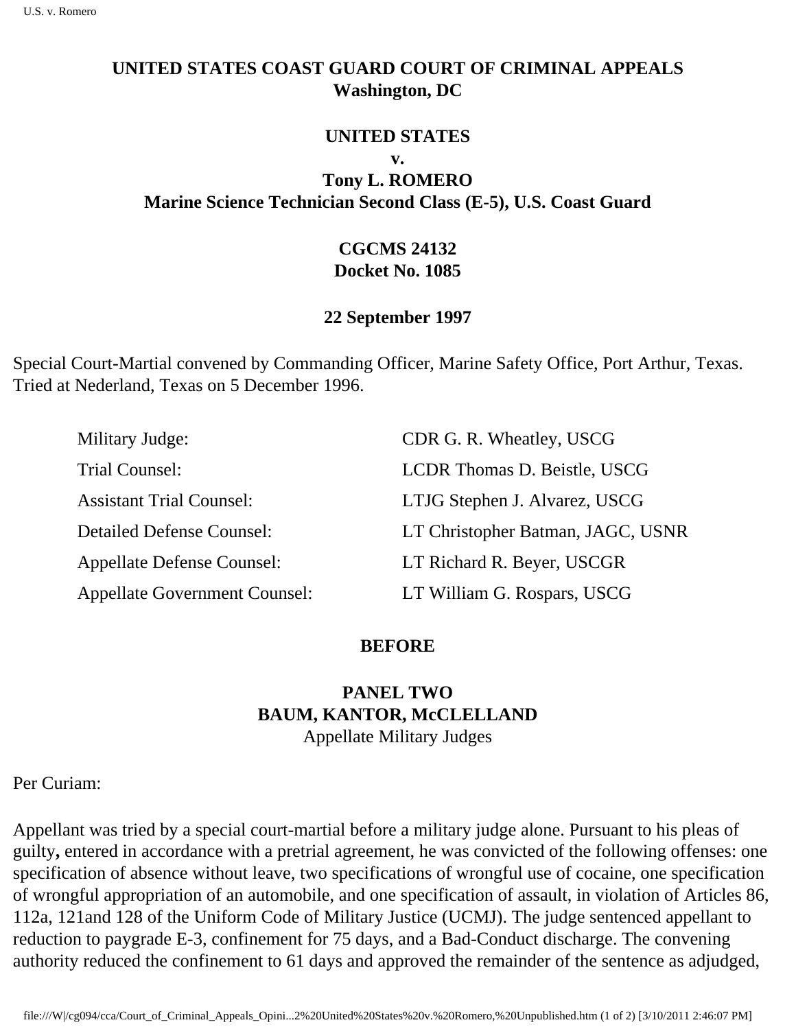**UNITED STATES COAST GUARD COURT OF CRIMINAL APPEALS**
**Washington, DC**

**UNITED STATES**
**v.**
**Tony L. ROMERO**
**Marine Science Technician Second Class (E-5), U.S. Coast Guard**

**CGCMS 24132**
**Docket No. 1085**

**22 September 1997**

Special Court-Martial convened by Commanding Officer, Marine Safety Office, Port Arthur, Texas. Tried at Nederland, Texas on 5 December 1996.

| | |
|---|---|
| Military Judge: | CDR G. R. Wheatley, USCG |
| Trial Counsel: | LCDR Thomas D. Beistle, USCG |
| Assistant Trial Counsel: | LTJG Stephen J. Alvarez, USCG |
| Detailed Defense Counsel: | LT Christopher Batman, JAGC, USNR |
| Appellate Defense Counsel: | LT Richard R. Beyer, USCGR |
| Appellate Government Counsel: | LT William G. Rospars, USCG |

**BEFORE**

**PANEL TWO**
**BAUM, KANTOR, McCLELLAND**
Appellate Military Judges

Per Curiam:

Appellant was tried by a special court-martial before a military judge alone. Pursuant to his pleas of guilty**,** entered in accordance with a pretrial agreement, he was convicted of the following offenses: one specification of absence without leave, two specifications of wrongful use of cocaine, one specification of wrongful appropriation of an automobile, and one specification of assault, in violation of Articles 86, 112a, 121and 128 of the Uniform Code of Military Justice (UCMJ). The judge sentenced appellant to reduction to paygrade E-3, confinement for 75 days, and a Bad-Conduct discharge. The convening authority reduced the confinement to 61 days and approved the remainder of the sentence as adjudged,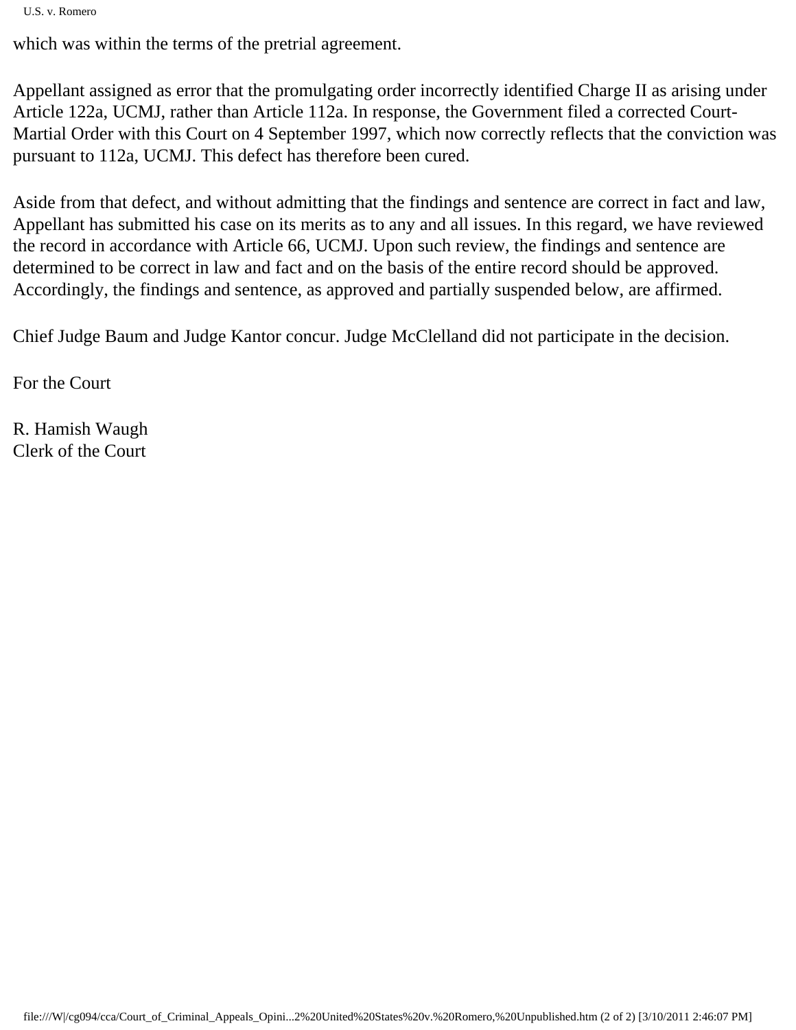which was within the terms of the pretrial agreement.

Appellant assigned as error that the promulgating order incorrectly identified Charge II as arising under Article 122a, UCMJ, rather than Article 112a. In response, the Government filed a corrected Court-Martial Order with this Court on 4 September 1997, which now correctly reflects that the conviction was pursuant to 112a, UCMJ. This defect has therefore been cured.

Aside from that defect, and without admitting that the findings and sentence are correct in fact and law, Appellant has submitted his case on its merits as to any and all issues. In this regard, we have reviewed the record in accordance with Article 66, UCMJ. Upon such review, the findings and sentence are determined to be correct in law and fact and on the basis of the entire record should be approved. Accordingly, the findings and sentence, as approved and partially suspended below, are affirmed.

Chief Judge Baum and Judge Kantor concur. Judge McClelland did not participate in the decision.

For the Court

R. Hamish Waugh
Clerk of the Court